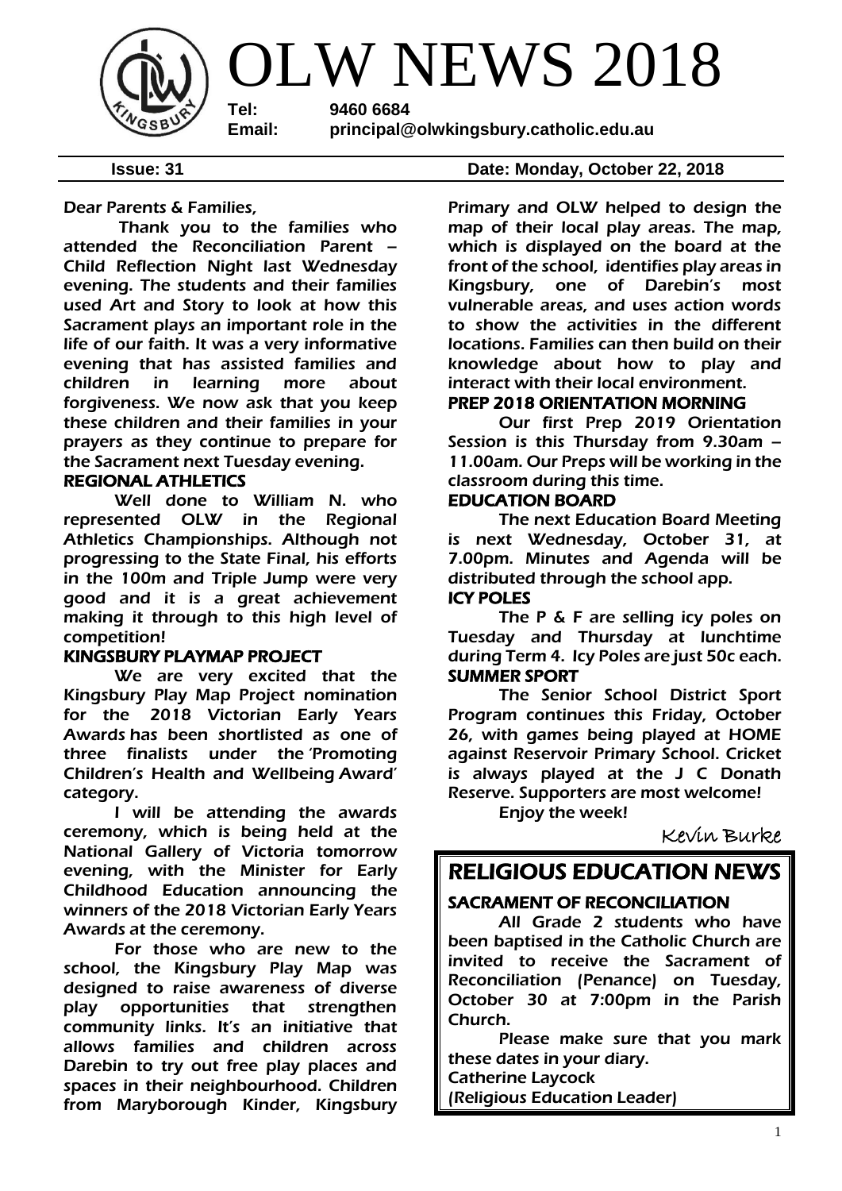# OLW NEWS 2018

**Tel:** **9460 6684**
**Email:** **principal@olwkingsbury.catholic.edu.au**

**Issue: 31** **Date: Monday, October 22, 2018**

Dear Parents & Families,

Thank you to the families who attended the Reconciliation Parent – Child Reflection Night last Wednesday evening. The students and their families used Art and Story to look at how this Sacrament plays an important role in the life of our faith. It was a very informative evening that has assisted families and children in learning more about forgiveness. We now ask that you keep these children and their families in your prayers as they continue to prepare for the Sacrament next Tuesday evening.

### REGIONAL ATHLETICS

Well done to William N. who represented OLW in the Regional Athletics Championships. Although not progressing to the State Final, his efforts in the 100m and Triple Jump were very good and it is a great achievement making it through to this high level of competition!

### KINGSBURY PLAYMAP PROJECT

We are very excited that the Kingsbury Play Map Project nomination for the 2018 Victorian Early Years Awards has been shortlisted as one of three finalists under the 'Promoting Children's Health and Wellbeing Award' category.

I will be attending the awards ceremony, which is being held at the National Gallery of Victoria tomorrow evening, with the Minister for Early Childhood Education announcing the winners of the 2018 Victorian Early Years Awards at the ceremony.

For those who are new to the school, the Kingsbury Play Map was designed to raise awareness of diverse play opportunities that strengthen community links. It's an initiative that allows families and children across Darebin to try out free play places and spaces in their neighbourhood. Children from Maryborough Kinder, Kingsbury Primary and OLW helped to design the map of their local play areas. The map, which is displayed on the board at the front of the school, identifies play areas in Kingsbury, one of Darebin's most vulnerable areas, and uses action words to show the activities in the different locations. Families can then build on their knowledge about how to play and interact with their local environment.

### PREP 2018 ORIENTATION MORNING

Our first Prep 2019 Orientation Session is this Thursday from 9.30am – 11.00am. Our Preps will be working in the classroom during this time.

### EDUCATION BOARD

The next Education Board Meeting is next Wednesday, October 31, at 7.00pm. Minutes and Agenda will be distributed through the school app.

### ICY POLES

The P & F are selling icy poles on Tuesday and Thursday at lunchtime during Term 4. Icy Poles are just 50c each.

### SUMMER SPORT

The Senior School District Sport Program continues this Friday, October 26, with games being played at HOME against Reservoir Primary School. Cricket is always played at the J C Donath Reserve. Supporters are most welcome!

Enjoy the week!

*Kevin Burke*

## RELIGIOUS EDUCATION NEWS

### SACRAMENT OF RECONCILIATION

All Grade 2 students who have been baptised in the Catholic Church are invited to receive the Sacrament of Reconciliation (Penance) on Tuesday, October 30 at 7:00pm in the Parish Church.

Please make sure that you mark these dates in your diary.

Catherine Laycock
(Religious Education Leader)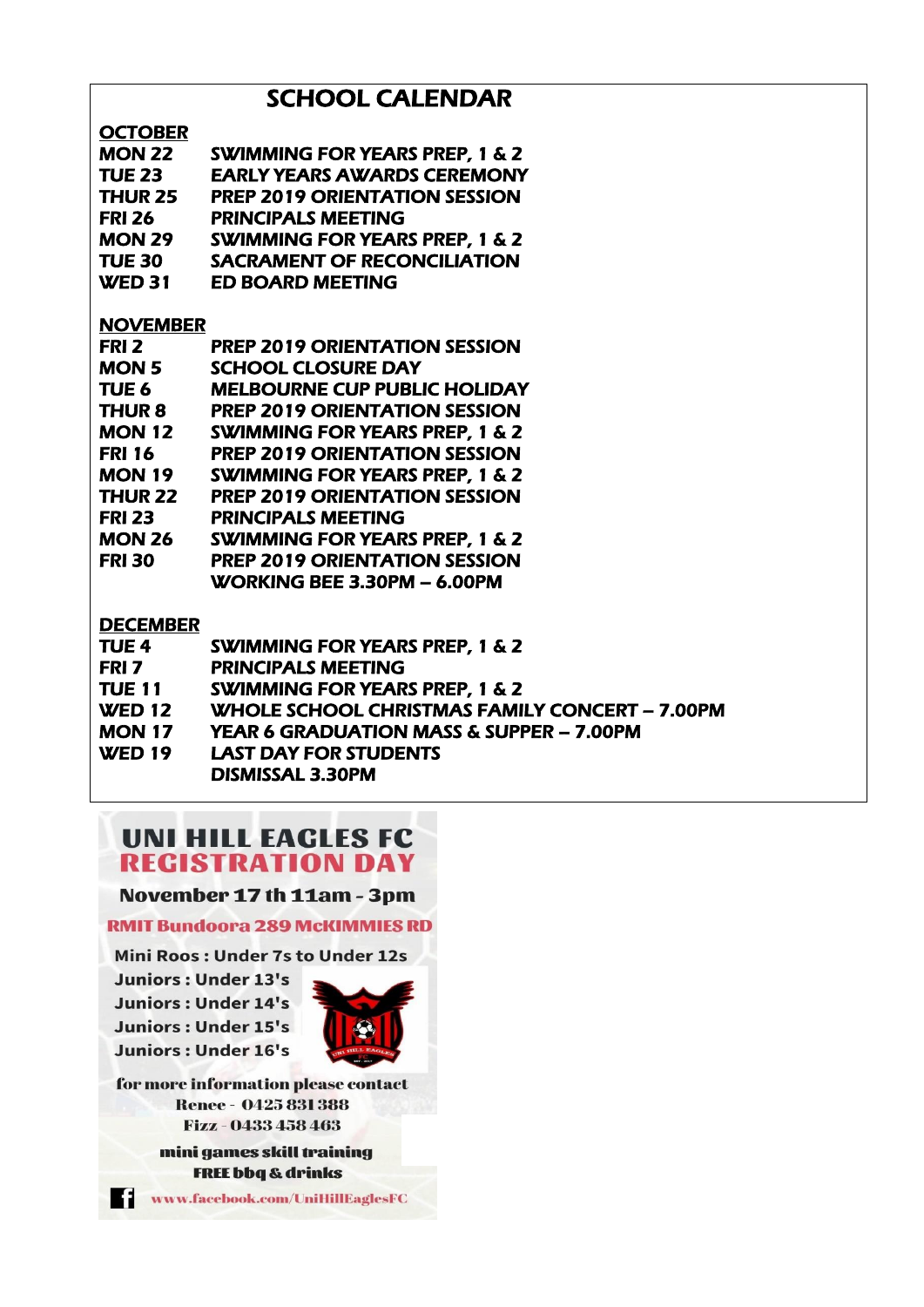# SCHOOL CALENDAR

**OCTOBER**

| | |
|---|---|
| MON 22 | SWIMMING FOR YEARS PREP, 1 & 2 |
| TUE 23 | EARLY YEARS AWARDS CEREMONY |
| THUR 25 | PREP 2019 ORIENTATION SESSION |
| FRI 26 | PRINCIPALS MEETING |
| MON 29 | SWIMMING FOR YEARS PREP, 1 & 2 |
| TUE 30 | SACRAMENT OF RECONCILIATION |
| WED 31 | ED BOARD MEETING |

**NOVEMBER**

| | |
|---|---|
| FRI 2 | PREP 2019 ORIENTATION SESSION |
| MON 5 | SCHOOL CLOSURE DAY |
| TUE 6 | MELBOURNE CUP PUBLIC HOLIDAY |
| THUR 8 | PREP 2019 ORIENTATION SESSION |
| MON 12 | SWIMMING FOR YEARS PREP, 1 & 2 |
| FRI 16 | PREP 2019 ORIENTATION SESSION |
| MON 19 | SWIMMING FOR YEARS PREP, 1 & 2 |
| THUR 22 | PREP 2019 ORIENTATION SESSION |
| FRI 23 | PRINCIPALS MEETING |
| MON 26 | SWIMMING FOR YEARS PREP, 1 & 2 |
| FRI 30 | PREP 2019 ORIENTATION SESSION |
| | WORKING BEE 3.30PM – 6.00PM |

**DECEMBER**

| | |
|---|---|
| TUE 4 | SWIMMING FOR YEARS PREP, 1 & 2 |
| FRI 7 | PRINCIPALS MEETING |
| TUE 11 | SWIMMING FOR YEARS PREP, 1 & 2 |
| WED 12 | WHOLE SCHOOL CHRISTMAS FAMILY CONCERT – 7.00PM |
| MON 17 | YEAR 6 GRADUATION MASS & SUPPER – 7.00PM |
| WED 19 | LAST DAY FOR STUDENTS |
| | DISMISSAL 3.30PM |

## UNI HILL EAGLES FC REGISTRATION DAY

**November 17 th 11am - 3pm**

**RMIT Bundoora 289 McKIMMIES RD**

Mini Roos : Under 7s to Under 12s
Juniors : Under 13's
Juniors : Under 14's
Juniors : Under 15's
Juniors : Under 16's

for more information please contact
Renee - 0425 831 388
Fizz - 0433 458 463

mini games skill training
FREE bbq & drinks

www.facebook.com/UniHillEaglesFC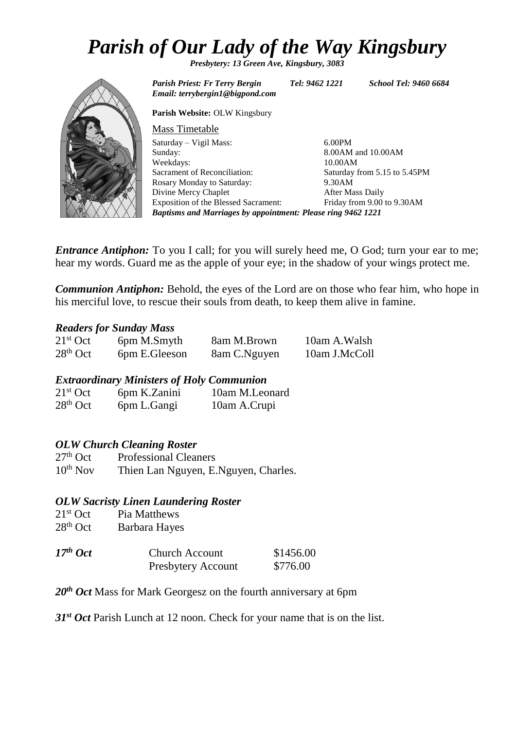# *Parish of Our Lady of the Way Kingsbury*

***Presbytery: 13 Green Ave, Kingsbury, 3083***

***Parish Priest: Fr Terry Bergin*** ***Tel: 9462 1221*** ***School Tel: 9460 6684***
***Email: terrybergin1@bigpond.com***

**Parish Website:** OLW Kingsbury

Mass Timetable

| | |
|---|---|
| Saturday – Vigil Mass: | 6.00PM |
| Sunday: | 8.00AM and 10.00AM |
| Weekdays: | 10.00AM |
| Sacrament of Reconciliation: | Saturday from 5.15 to 5.45PM |
| Rosary Monday to Saturday: | 9.30AM |
| Divine Mercy Chaplet | After Mass Daily |
| Exposition of the Blessed Sacrament: | Friday from 9.00 to 9.30AM |

***Baptisms and Marriages by appointment: Please ring 9462 1221***

***Entrance Antiphon:*** To you I call; for you will surely heed me, O God; turn your ear to me; hear my words. Guard me as the apple of your eye; in the shadow of your wings protect me.

***Communion Antiphon:*** Behold, the eyes of the Lord are on those who fear him, who hope in his merciful love, to rescue their souls from death, to keep them alive in famine.

### *Readers for Sunday Mass*

| | | | |
|---|---|---|---|
| 21st Oct | 6pm M.Smyth | 8am M.Brown | 10am A.Walsh |
| 28th Oct | 6pm E.Gleeson | 8am C.Nguyen | 10am J.McColl |

### *Extraordinary Ministers of Holy Communion*

| | | |
|---|---|---|
| 21st Oct | 6pm K.Zanini | 10am M.Leonard |
| 28th Oct | 6pm L.Gangi | 10am A.Crupi |

### *OLW Church Cleaning Roster*

| | |
|---|---|
| 27th Oct | Professional Cleaners |
| 10th Nov | Thien Lan Nguyen, E.Nguyen, Charles. |

### *OLW Sacristy Linen Laundering Roster*

| | |
|---|---|
| 21st Oct | Pia Matthews |
| 28th Oct | Barbara Hayes |

| | | |
|---|---|---|
| ***17th Oct*** | Church Account | $1456.00 |
| | Presbytery Account | $776.00 |

***20th Oct*** Mass for Mark Georgesz on the fourth anniversary at 6pm

***31st Oct*** Parish Lunch at 12 noon. Check for your name that is on the list.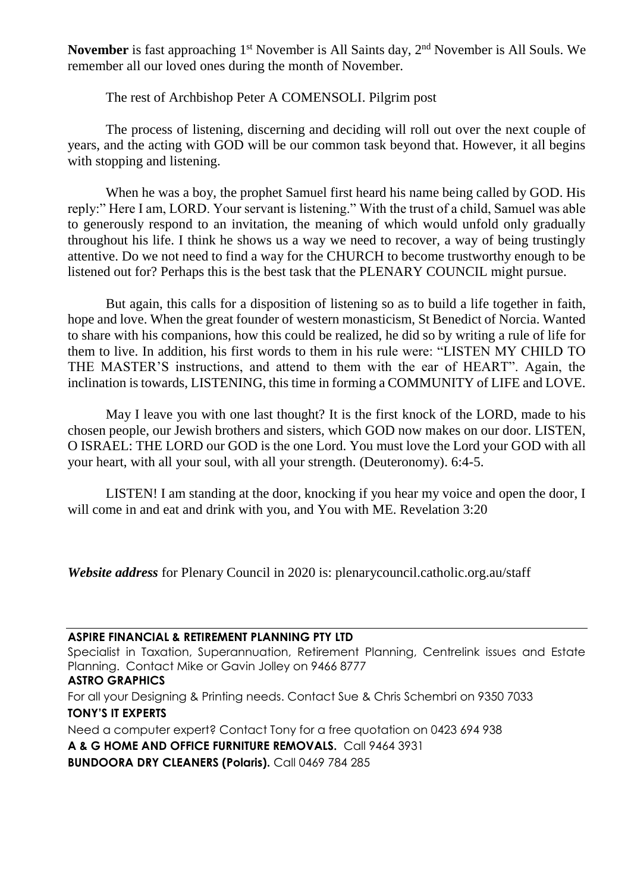**November** is fast approaching 1st November is All Saints day, 2nd November is All Souls. We remember all our loved ones during the month of November.

The rest of Archbishop Peter A COMENSOLI. Pilgrim post

The process of listening, discerning and deciding will roll out over the next couple of years, and the acting with GOD will be our common task beyond that. However, it all begins with stopping and listening.

When he was a boy, the prophet Samuel first heard his name being called by GOD. His reply:" Here I am, LORD. Your servant is listening." With the trust of a child, Samuel was able to generously respond to an invitation, the meaning of which would unfold only gradually throughout his life. I think he shows us a way we need to recover, a way of being trustingly attentive. Do we not need to find a way for the CHURCH to become trustworthy enough to be listened out for? Perhaps this is the best task that the PLENARY COUNCIL might pursue.

But again, this calls for a disposition of listening so as to build a life together in faith, hope and love. When the great founder of western monasticism, St Benedict of Norcia. Wanted to share with his companions, how this could be realized, he did so by writing a rule of life for them to live. In addition, his first words to them in his rule were: "LISTEN MY CHILD TO THE MASTER'S instructions, and attend to them with the ear of HEART". Again, the inclination is towards, LISTENING, this time in forming a COMMUNITY of LIFE and LOVE.

May I leave you with one last thought? It is the first knock of the LORD, made to his chosen people, our Jewish brothers and sisters, which GOD now makes on our door. LISTEN, O ISRAEL: THE LORD our GOD is the one Lord. You must love the Lord your GOD with all your heart, with all your soul, with all your strength. (Deuteronomy). 6:4-5.

LISTEN! I am standing at the door, knocking if you hear my voice and open the door, I will come in and eat and drink with you, and You with ME. Revelation 3:20

***Website address*** for Plenary Council in 2020 is: plenarycouncil.catholic.org.au/staff

---

**ASPIRE FINANCIAL & RETIREMENT PLANNING PTY LTD**

Specialist in Taxation, Superannuation, Retirement Planning, Centrelink issues and Estate Planning. Contact Mike or Gavin Jolley on 9466 8777

**ASTRO GRAPHICS**

For all your Designing & Printing needs. Contact Sue & Chris Schembri on 9350 7033

**TONY'S IT EXPERTS**

Need a computer expert? Contact Tony for a free quotation on 0423 694 938

**A & G HOME AND OFFICE FURNITURE REMOVALS.** Call 9464 3931

**BUNDOORA DRY CLEANERS (Polaris).** Call 0469 784 285